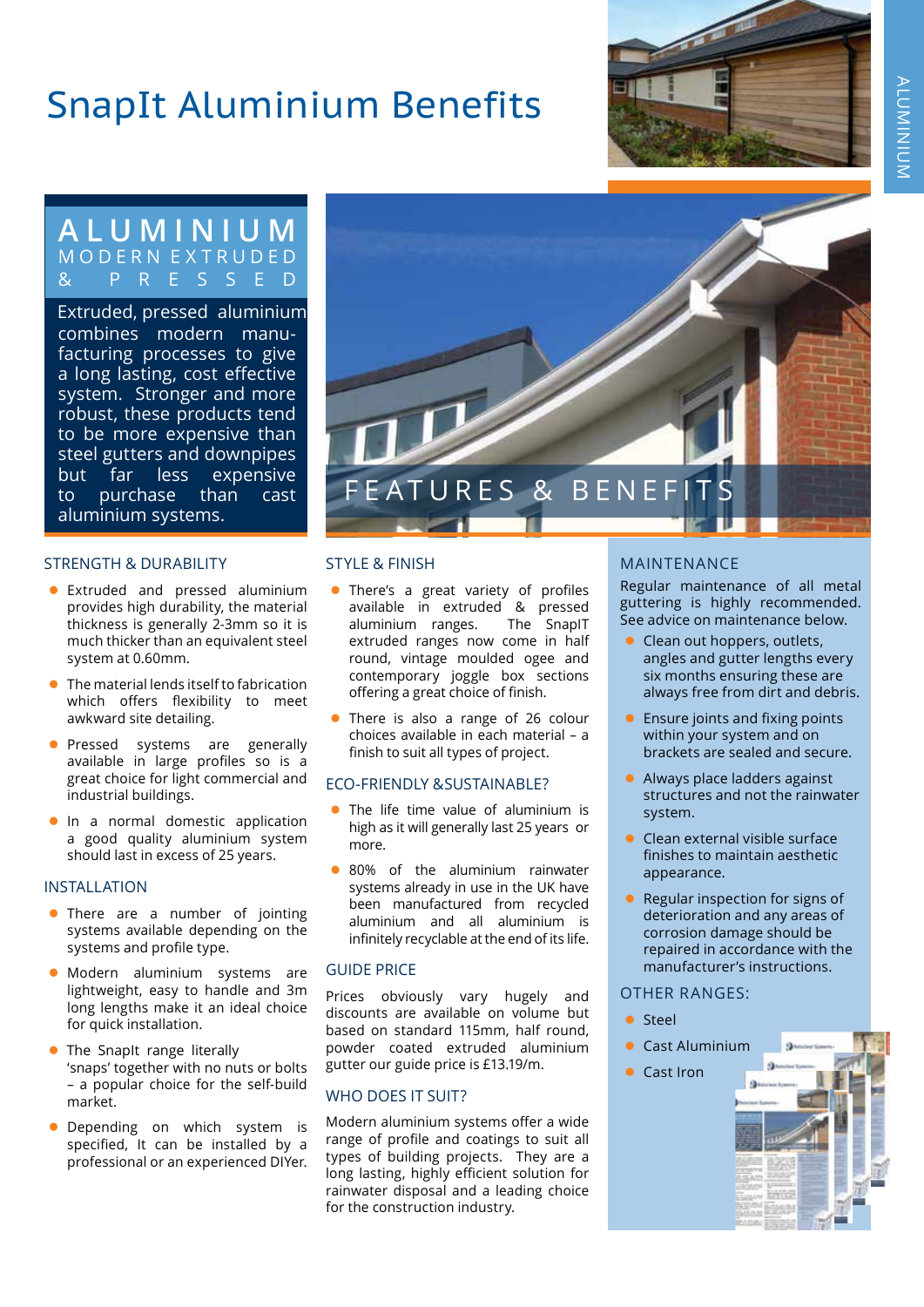# SnapIt Aluminium Benefits

## ALUMINIUM
### MODERN EXTRUDED & PRESSED

Extruded, pressed aluminium combines modern manufacturing processes to give a long lasting, cost effective system. Stronger and more robust, these products tend to be more expensive than steel gutters and downpipes but far less expensive to purchase than cast aluminium systems.

## FEATURES & BENEFITS

### STRENGTH & DURABILITY

- Extruded and pressed aluminium provides high durability, the material thickness is generally 2-3mm so it is much thicker than an equivalent steel system at 0.60mm.
- The material lends itself to fabrication which offers flexibility to meet awkward site detailing.
- Pressed systems are generally available in large profiles so is a great choice for light commercial and industrial buildings.
- In a normal domestic application a good quality aluminium system should last in excess of 25 years.

### INSTALLATION

- There are a number of jointing systems available depending on the systems and profile type.
- Modern aluminium systems are lightweight, easy to handle and 3m long lengths make it an ideal choice for quick installation.
- The SnapIt range literally 'snaps' together with no nuts or bolts – a popular choice for the self-build market.
- Depending on which system is specified, It can be installed by a professional or an experienced DIYer.

### STYLE & FINISH

- There's a great variety of profiles available in extruded & pressed aluminium ranges. The SnapIT extruded ranges now come in half round, vintage moulded ogee and contemporary joggle box sections offering a great choice of finish.
- There is also a range of 26 colour choices available in each material – a finish to suit all types of project.

### ECO-FRIENDLY &SUSTAINABLE?

- The life time value of aluminium is high as it will generally last 25 years or more.
- 80% of the aluminium rainwater systems already in use in the UK have been manufactured from recycled aluminium and all aluminium is infinitely recyclable at the end of its life.

### GUIDE PRICE

Prices obviously vary hugely and discounts are available on volume but based on standard 115mm, half round, powder coated extruded aluminium gutter our guide price is £13.19/m.

### WHO DOES IT SUIT?

Modern aluminium systems offer a wide range of profile and coatings to suit all types of building projects. They are a long lasting, highly efficient solution for rainwater disposal and a leading choice for the construction industry.

### MAINTENANCE

Regular maintenance of all metal guttering is highly recommended. See advice on maintenance below.

- Clean out hoppers, outlets, angles and gutter lengths every six months ensuring these are always free from dirt and debris.
- Ensure joints and fixing points within your system and on brackets are sealed and secure.
- Always place ladders against structures and not the rainwater system.
- Clean external visible surface finishes to maintain aesthetic appearance.
- Regular inspection for signs of deterioration and any areas of corrosion damage should be repaired in accordance with the manufacturer's instructions.

### OTHER RANGES:

- Steel
- Cast Aluminium
- Cast Iron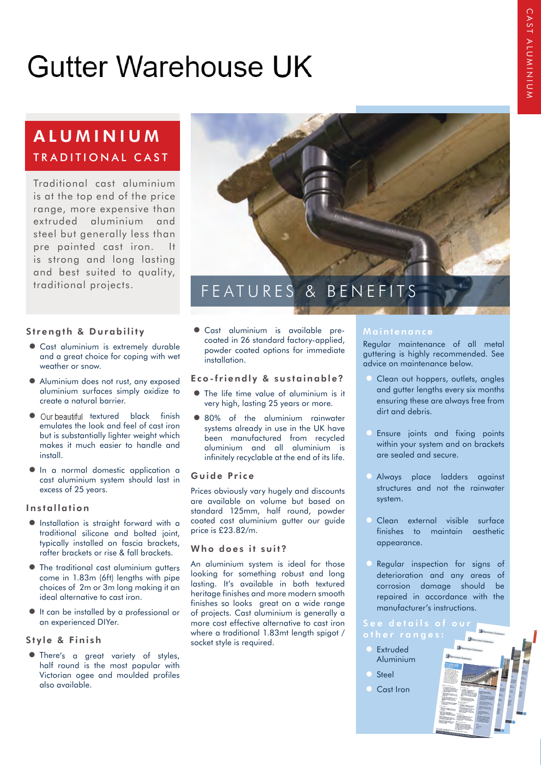# Gutter Warehouse UK

## ALUMINIUM

### TRADITIONAL CAST

Traditional cast aluminium is at the top end of the price range, more expensive than extruded aluminium and steel but generally less than pre painted cast iron. It is strong and long lasting and best suited to quality, traditional projects.

## FEATURES & BENEFITS

### Strength & Durability

- Cast aluminium is extremely durable and a great choice for coping with wet weather or snow.
- Aluminium does not rust, any exposed aluminium surfaces simply oxidize to create a natural barrier.
- Our beautiful textured black finish emulates the look and feel of cast iron but is substantially lighter weight which makes it much easier to handle and install.
- In a normal domestic application a cast aluminium system should last in excess of 25 years.

### Installation

- Installation is straight forward with a traditional silicone and bolted joint, typically installed on fascia brackets, rafter brackets or rise & fall brackets.
- The traditional cast aluminium gutters come in 1.83m (6ft) lengths with pipe choices of 2m or 3m long making it an ideal alternative to cast iron.
- It can be installed by a professional or an experienced DIYer.

### Style & Finish

- There's a great variety of styles, half round is the most popular with Victorian ogee and moulded profiles also available.
- Cast aluminium is available pre-coated in 26 standard factory-applied, powder coated options for immediate installation.

### Eco-friendly & sustainable?

- The life time value of aluminium is it very high, lasting 25 years or more.
- 80% of the aluminium rainwater systems already in use in the UK have been manufactured from recycled aluminium and all aluminium is infinitely recyclable at the end of its life.

### Guide Price

Prices obviously vary hugely and discounts are available on volume but based on standard 125mm, half round, powder coated cast aluminium gutter our guide price is £23.82/m.

### Who does it suit?

An aluminium system is ideal for those looking for something robust and long lasting. It's available in both textured heritage finishes and more modern smooth finishes so looks great on a wide range of projects. Cast aluminium is generally a more cost effective alternative to cast iron where a traditional 1.83mt length spigot / socket style is required.

### Maintenance

Regular maintenance of all metal guttering is highly recommended. See advice on maintenance below.

- Clean out hoppers, outlets, angles and gutter lengths every six months ensuring these are always free from dirt and debris.
- Ensure joints and fixing points within your system and on brackets are sealed and secure.
- Always place ladders against structures and not the rainwater system.
- Clean external visible surface finishes to maintain aesthetic appearance.
- Regular inspection for signs of deterioration and any areas of corrosion damage should be repaired in accordance with the manufacturer's instructions.

### See details of our other ranges:

- Extruded Aluminium
- Steel
- Cast Iron